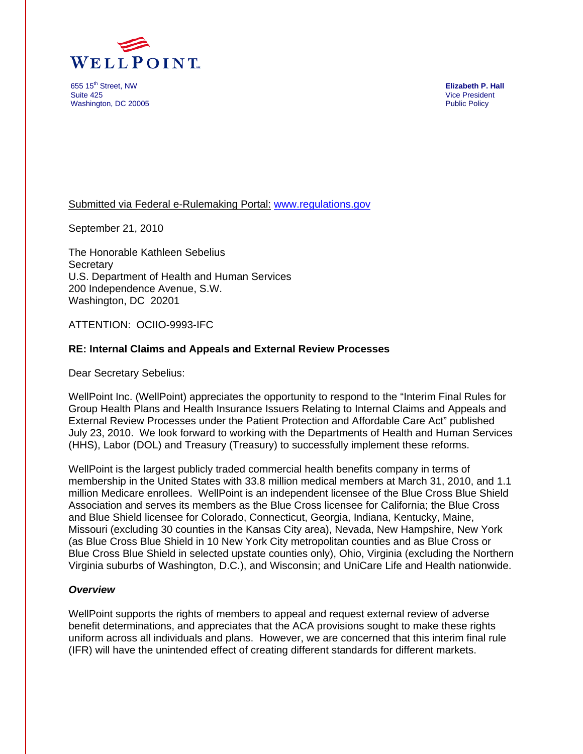WELLPOINT

655 15th Street, NW
Suite 425
Washington, DC 20005

**Elizabeth P. Hall**
Vice President
Public Policy

Submitted via Federal e-Rulemaking Portal: www.regulations.gov

September 21, 2010

The Honorable Kathleen Sebelius
Secretary
U.S. Department of Health and Human Services
200 Independence Avenue, S.W.
Washington, DC 20201

ATTENTION: OCIIO-9993-IFC

**RE: Internal Claims and Appeals and External Review Processes**

Dear Secretary Sebelius:

WellPoint Inc. (WellPoint) appreciates the opportunity to respond to the "Interim Final Rules for Group Health Plans and Health Insurance Issuers Relating to Internal Claims and Appeals and External Review Processes under the Patient Protection and Affordable Care Act" published July 23, 2010. We look forward to working with the Departments of Health and Human Services (HHS), Labor (DOL) and Treasury (Treasury) to successfully implement these reforms.

WellPoint is the largest publicly traded commercial health benefits company in terms of membership in the United States with 33.8 million medical members at March 31, 2010, and 1.1 million Medicare enrollees. WellPoint is an independent licensee of the Blue Cross Blue Shield Association and serves its members as the Blue Cross licensee for California; the Blue Cross and Blue Shield licensee for Colorado, Connecticut, Georgia, Indiana, Kentucky, Maine, Missouri (excluding 30 counties in the Kansas City area), Nevada, New Hampshire, New York (as Blue Cross Blue Shield in 10 New York City metropolitan counties and as Blue Cross or Blue Cross Blue Shield in selected upstate counties only), Ohio, Virginia (excluding the Northern Virginia suburbs of Washington, D.C.), and Wisconsin; and UniCare Life and Health nationwide.

***Overview***

WellPoint supports the rights of members to appeal and request external review of adverse benefit determinations, and appreciates that the ACA provisions sought to make these rights uniform across all individuals and plans. However, we are concerned that this interim final rule (IFR) will have the unintended effect of creating different standards for different markets.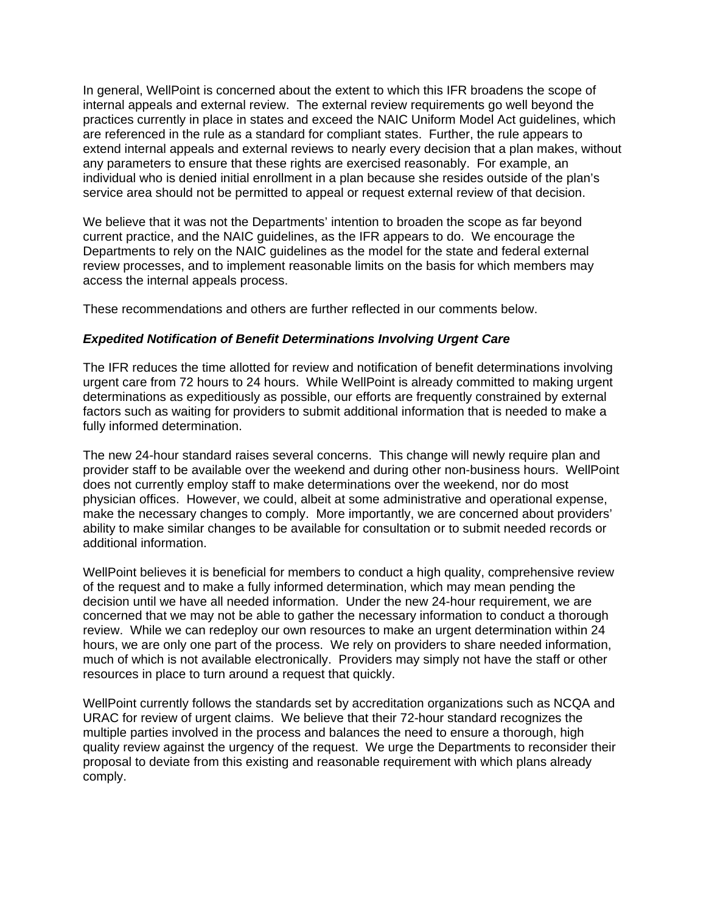In general, WellPoint is concerned about the extent to which this IFR broadens the scope of internal appeals and external review. The external review requirements go well beyond the practices currently in place in states and exceed the NAIC Uniform Model Act guidelines, which are referenced in the rule as a standard for compliant states. Further, the rule appears to extend internal appeals and external reviews to nearly every decision that a plan makes, without any parameters to ensure that these rights are exercised reasonably. For example, an individual who is denied initial enrollment in a plan because she resides outside of the plan's service area should not be permitted to appeal or request external review of that decision.

We believe that it was not the Departments' intention to broaden the scope as far beyond current practice, and the NAIC guidelines, as the IFR appears to do. We encourage the Departments to rely on the NAIC guidelines as the model for the state and federal external review processes, and to implement reasonable limits on the basis for which members may access the internal appeals process.

These recommendations and others are further reflected in our comments below.

***Expedited Notification of Benefit Determinations Involving Urgent Care***

The IFR reduces the time allotted for review and notification of benefit determinations involving urgent care from 72 hours to 24 hours. While WellPoint is already committed to making urgent determinations as expeditiously as possible, our efforts are frequently constrained by external factors such as waiting for providers to submit additional information that is needed to make a fully informed determination.

The new 24-hour standard raises several concerns. This change will newly require plan and provider staff to be available over the weekend and during other non-business hours. WellPoint does not currently employ staff to make determinations over the weekend, nor do most physician offices. However, we could, albeit at some administrative and operational expense, make the necessary changes to comply. More importantly, we are concerned about providers' ability to make similar changes to be available for consultation or to submit needed records or additional information.

WellPoint believes it is beneficial for members to conduct a high quality, comprehensive review of the request and to make a fully informed determination, which may mean pending the decision until we have all needed information. Under the new 24-hour requirement, we are concerned that we may not be able to gather the necessary information to conduct a thorough review. While we can redeploy our own resources to make an urgent determination within 24 hours, we are only one part of the process. We rely on providers to share needed information, much of which is not available electronically. Providers may simply not have the staff or other resources in place to turn around a request that quickly.

WellPoint currently follows the standards set by accreditation organizations such as NCQA and URAC for review of urgent claims. We believe that their 72-hour standard recognizes the multiple parties involved in the process and balances the need to ensure a thorough, high quality review against the urgency of the request. We urge the Departments to reconsider their proposal to deviate from this existing and reasonable requirement with which plans already comply.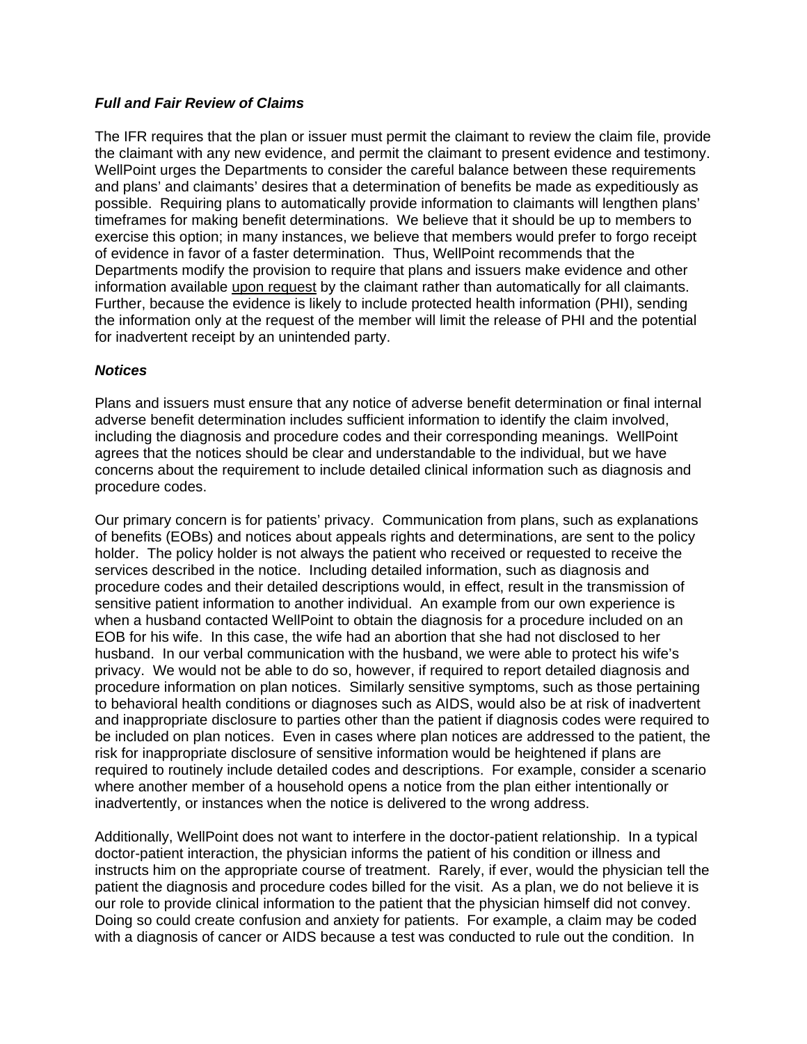***Full and Fair Review of Claims***

The IFR requires that the plan or issuer must permit the claimant to review the claim file, provide the claimant with any new evidence, and permit the claimant to present evidence and testimony. WellPoint urges the Departments to consider the careful balance between these requirements and plans' and claimants' desires that a determination of benefits be made as expeditiously as possible. Requiring plans to automatically provide information to claimants will lengthen plans' timeframes for making benefit determinations. We believe that it should be up to members to exercise this option; in many instances, we believe that members would prefer to forgo receipt of evidence in favor of a faster determination. Thus, WellPoint recommends that the Departments modify the provision to require that plans and issuers make evidence and other information available <u>upon request</u> by the claimant rather than automatically for all claimants. Further, because the evidence is likely to include protected health information (PHI), sending the information only at the request of the member will limit the release of PHI and the potential for inadvertent receipt by an unintended party.

***Notices***

Plans and issuers must ensure that any notice of adverse benefit determination or final internal adverse benefit determination includes sufficient information to identify the claim involved, including the diagnosis and procedure codes and their corresponding meanings. WellPoint agrees that the notices should be clear and understandable to the individual, but we have concerns about the requirement to include detailed clinical information such as diagnosis and procedure codes.

Our primary concern is for patients' privacy. Communication from plans, such as explanations of benefits (EOBs) and notices about appeals rights and determinations, are sent to the policy holder. The policy holder is not always the patient who received or requested to receive the services described in the notice. Including detailed information, such as diagnosis and procedure codes and their detailed descriptions would, in effect, result in the transmission of sensitive patient information to another individual. An example from our own experience is when a husband contacted WellPoint to obtain the diagnosis for a procedure included on an EOB for his wife. In this case, the wife had an abortion that she had not disclosed to her husband. In our verbal communication with the husband, we were able to protect his wife's privacy. We would not be able to do so, however, if required to report detailed diagnosis and procedure information on plan notices. Similarly sensitive symptoms, such as those pertaining to behavioral health conditions or diagnoses such as AIDS, would also be at risk of inadvertent and inappropriate disclosure to parties other than the patient if diagnosis codes were required to be included on plan notices. Even in cases where plan notices are addressed to the patient, the risk for inappropriate disclosure of sensitive information would be heightened if plans are required to routinely include detailed codes and descriptions. For example, consider a scenario where another member of a household opens a notice from the plan either intentionally or inadvertently, or instances when the notice is delivered to the wrong address.

Additionally, WellPoint does not want to interfere in the doctor-patient relationship. In a typical doctor-patient interaction, the physician informs the patient of his condition or illness and instructs him on the appropriate course of treatment. Rarely, if ever, would the physician tell the patient the diagnosis and procedure codes billed for the visit. As a plan, we do not believe it is our role to provide clinical information to the patient that the physician himself did not convey. Doing so could create confusion and anxiety for patients. For example, a claim may be coded with a diagnosis of cancer or AIDS because a test was conducted to rule out the condition. In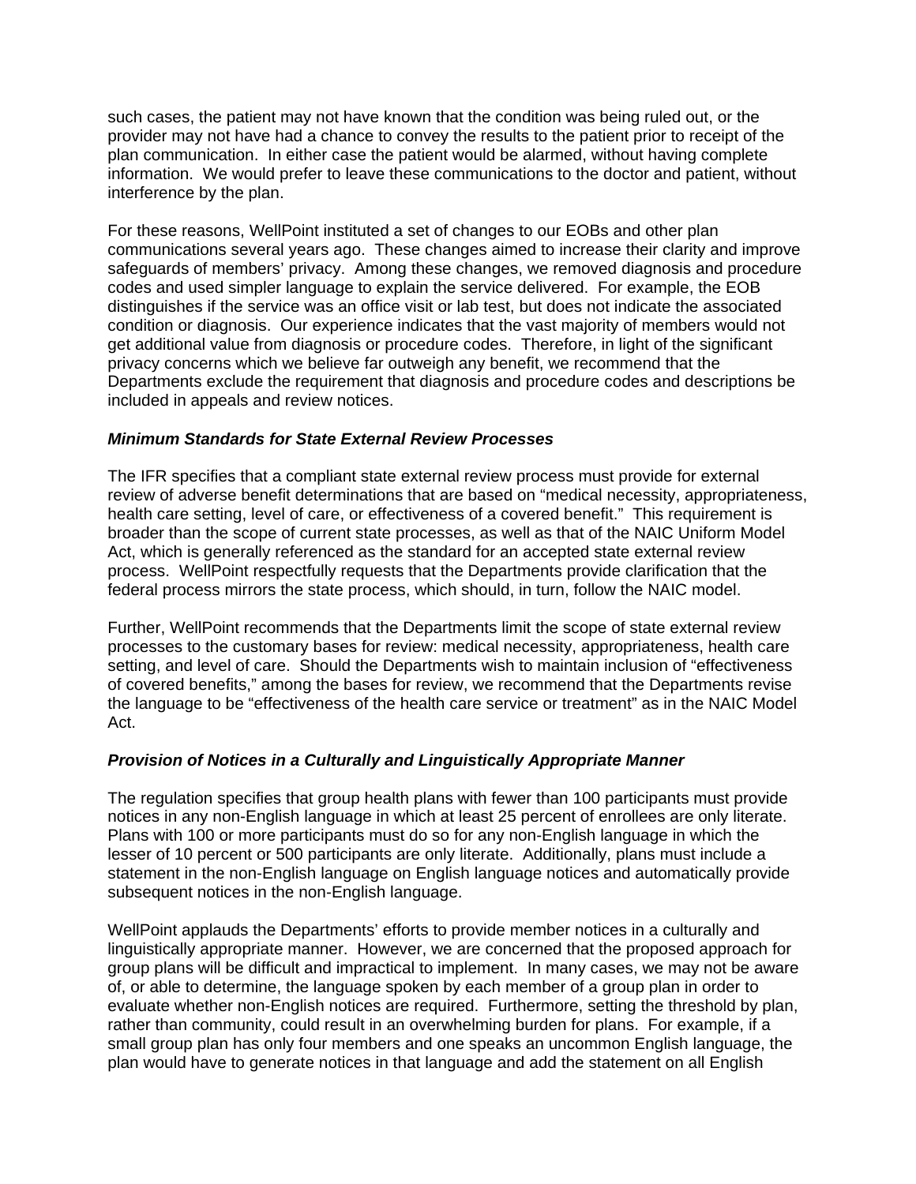such cases, the patient may not have known that the condition was being ruled out, or the provider may not have had a chance to convey the results to the patient prior to receipt of the plan communication. In either case the patient would be alarmed, without having complete information. We would prefer to leave these communications to the doctor and patient, without interference by the plan.

For these reasons, WellPoint instituted a set of changes to our EOBs and other plan communications several years ago. These changes aimed to increase their clarity and improve safeguards of members' privacy. Among these changes, we removed diagnosis and procedure codes and used simpler language to explain the service delivered. For example, the EOB distinguishes if the service was an office visit or lab test, but does not indicate the associated condition or diagnosis. Our experience indicates that the vast majority of members would not get additional value from diagnosis or procedure codes. Therefore, in light of the significant privacy concerns which we believe far outweigh any benefit, we recommend that the Departments exclude the requirement that diagnosis and procedure codes and descriptions be included in appeals and review notices.

***Minimum Standards for State External Review Processes***

The IFR specifies that a compliant state external review process must provide for external review of adverse benefit determinations that are based on "medical necessity, appropriateness, health care setting, level of care, or effectiveness of a covered benefit." This requirement is broader than the scope of current state processes, as well as that of the NAIC Uniform Model Act, which is generally referenced as the standard for an accepted state external review process. WellPoint respectfully requests that the Departments provide clarification that the federal process mirrors the state process, which should, in turn, follow the NAIC model.

Further, WellPoint recommends that the Departments limit the scope of state external review processes to the customary bases for review: medical necessity, appropriateness, health care setting, and level of care. Should the Departments wish to maintain inclusion of "effectiveness of covered benefits," among the bases for review, we recommend that the Departments revise the language to be "effectiveness of the health care service or treatment" as in the NAIC Model Act.

***Provision of Notices in a Culturally and Linguistically Appropriate Manner***

The regulation specifies that group health plans with fewer than 100 participants must provide notices in any non-English language in which at least 25 percent of enrollees are only literate. Plans with 100 or more participants must do so for any non-English language in which the lesser of 10 percent or 500 participants are only literate. Additionally, plans must include a statement in the non-English language on English language notices and automatically provide subsequent notices in the non-English language.

WellPoint applauds the Departments' efforts to provide member notices in a culturally and linguistically appropriate manner. However, we are concerned that the proposed approach for group plans will be difficult and impractical to implement. In many cases, we may not be aware of, or able to determine, the language spoken by each member of a group plan in order to evaluate whether non-English notices are required. Furthermore, setting the threshold by plan, rather than community, could result in an overwhelming burden for plans. For example, if a small group plan has only four members and one speaks an uncommon English language, the plan would have to generate notices in that language and add the statement on all English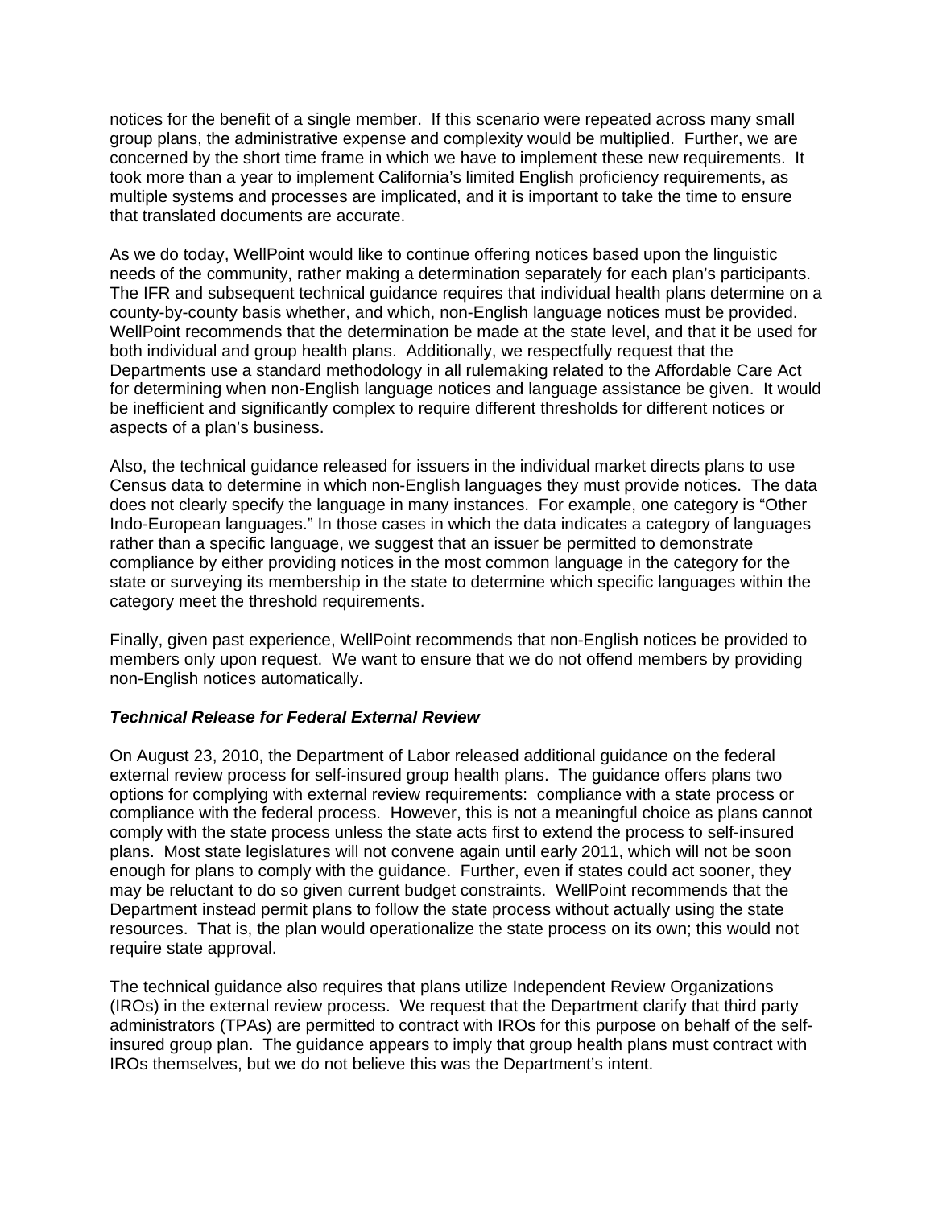notices for the benefit of a single member. If this scenario were repeated across many small group plans, the administrative expense and complexity would be multiplied. Further, we are concerned by the short time frame in which we have to implement these new requirements. It took more than a year to implement California's limited English proficiency requirements, as multiple systems and processes are implicated, and it is important to take the time to ensure that translated documents are accurate.

As we do today, WellPoint would like to continue offering notices based upon the linguistic needs of the community, rather making a determination separately for each plan's participants. The IFR and subsequent technical guidance requires that individual health plans determine on a county-by-county basis whether, and which, non-English language notices must be provided. WellPoint recommends that the determination be made at the state level, and that it be used for both individual and group health plans. Additionally, we respectfully request that the Departments use a standard methodology in all rulemaking related to the Affordable Care Act for determining when non-English language notices and language assistance be given. It would be inefficient and significantly complex to require different thresholds for different notices or aspects of a plan's business.

Also, the technical guidance released for issuers in the individual market directs plans to use Census data to determine in which non-English languages they must provide notices. The data does not clearly specify the language in many instances. For example, one category is "Other Indo-European languages." In those cases in which the data indicates a category of languages rather than a specific language, we suggest that an issuer be permitted to demonstrate compliance by either providing notices in the most common language in the category for the state or surveying its membership in the state to determine which specific languages within the category meet the threshold requirements.

Finally, given past experience, WellPoint recommends that non-English notices be provided to members only upon request. We want to ensure that we do not offend members by providing non-English notices automatically.

***Technical Release for Federal External Review***

On August 23, 2010, the Department of Labor released additional guidance on the federal external review process for self-insured group health plans. The guidance offers plans two options for complying with external review requirements: compliance with a state process or compliance with the federal process. However, this is not a meaningful choice as plans cannot comply with the state process unless the state acts first to extend the process to self-insured plans. Most state legislatures will not convene again until early 2011, which will not be soon enough for plans to comply with the guidance. Further, even if states could act sooner, they may be reluctant to do so given current budget constraints. WellPoint recommends that the Department instead permit plans to follow the state process without actually using the state resources. That is, the plan would operationalize the state process on its own; this would not require state approval.

The technical guidance also requires that plans utilize Independent Review Organizations (IROs) in the external review process. We request that the Department clarify that third party administrators (TPAs) are permitted to contract with IROs for this purpose on behalf of the self-insured group plan. The guidance appears to imply that group health plans must contract with IROs themselves, but we do not believe this was the Department's intent.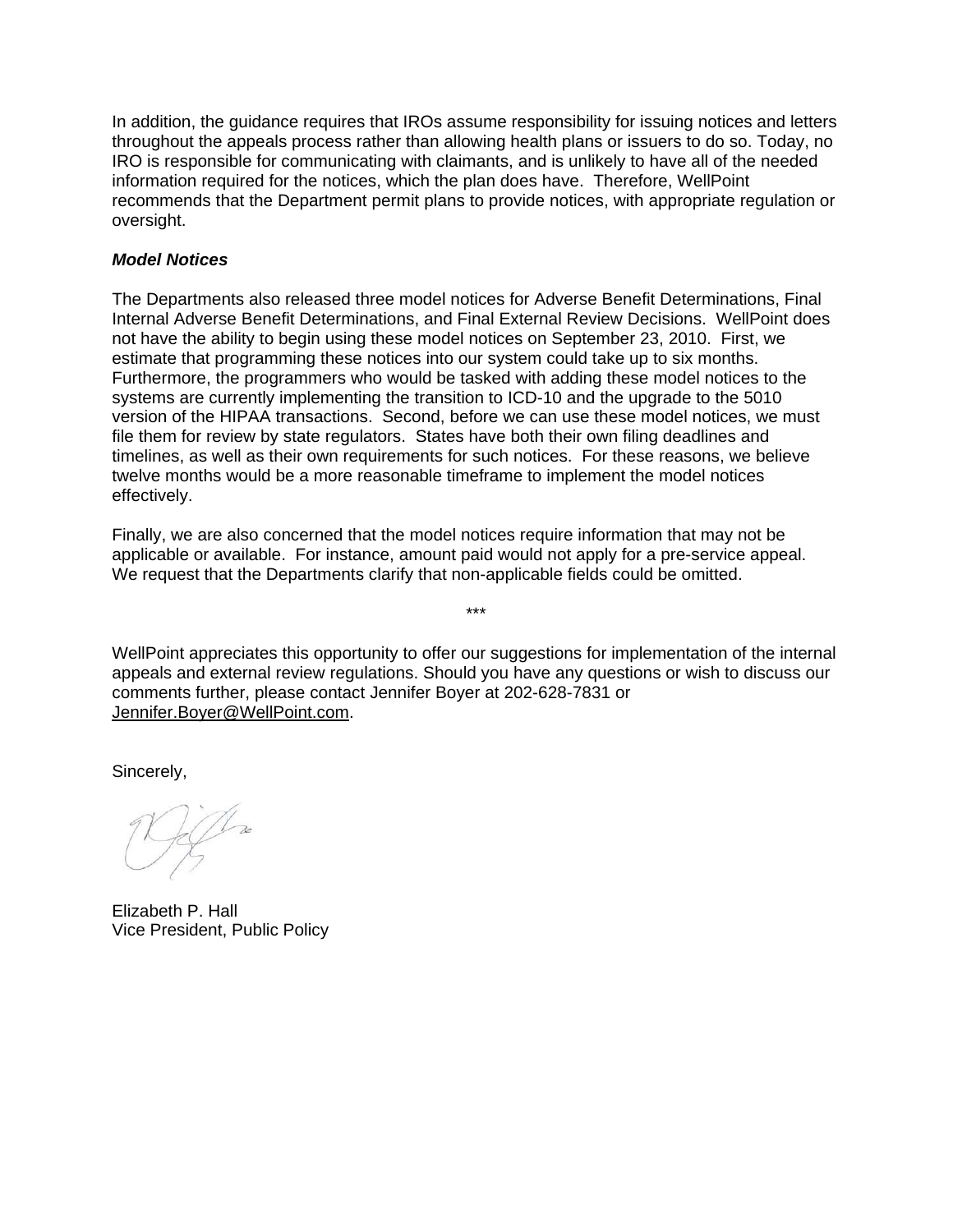In addition, the guidance requires that IROs assume responsibility for issuing notices and letters throughout the appeals process rather than allowing health plans or issuers to do so. Today, no IRO is responsible for communicating with claimants, and is unlikely to have all of the needed information required for the notices, which the plan does have. Therefore, WellPoint recommends that the Department permit plans to provide notices, with appropriate regulation or oversight.

***Model Notices***

The Departments also released three model notices for Adverse Benefit Determinations, Final Internal Adverse Benefit Determinations, and Final External Review Decisions. WellPoint does not have the ability to begin using these model notices on September 23, 2010. First, we estimate that programming these notices into our system could take up to six months. Furthermore, the programmers who would be tasked with adding these model notices to the systems are currently implementing the transition to ICD-10 and the upgrade to the 5010 version of the HIPAA transactions. Second, before we can use these model notices, we must file them for review by state regulators. States have both their own filing deadlines and timelines, as well as their own requirements for such notices. For these reasons, we believe twelve months would be a more reasonable timeframe to implement the model notices effectively.

Finally, we are also concerned that the model notices require information that may not be applicable or available. For instance, amount paid would not apply for a pre-service appeal. We request that the Departments clarify that non-applicable fields could be omitted.

***

WellPoint appreciates this opportunity to offer our suggestions for implementation of the internal appeals and external review regulations. Should you have any questions or wish to discuss our comments further, please contact Jennifer Boyer at 202-628-7831 or Jennifer.Boyer@WellPoint.com.

Sincerely,

Elizabeth P. Hall
Vice President, Public Policy